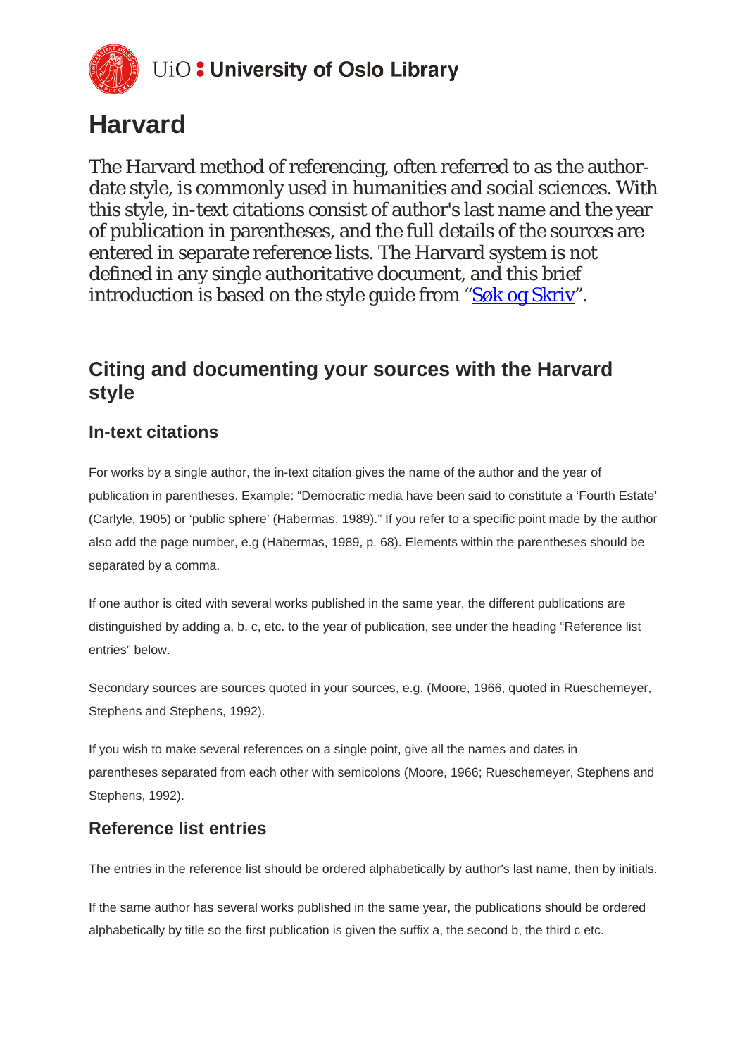UiO : University of Oslo Library

# Harvard

The Harvard method of referencing, often referred to as the author-date style, is commonly used in humanities and social sciences. With this style, in-text citations consist of author's last name and the year of publication in parentheses, and the full details of the sources are entered in separate reference lists. The Harvard system is not defined in any single authoritative document, and this brief introduction is based on the style guide from "Søk og Skriv".

## Citing and documenting your sources with the Harvard style

### In-text citations

For works by a single author, the in-text citation gives the name of the author and the year of publication in parentheses. Example: "Democratic media have been said to constitute a 'Fourth Estate' (Carlyle, 1905) or 'public sphere' (Habermas, 1989)." If you refer to a specific point made by the author also add the page number, e.g (Habermas, 1989, p. 68). Elements within the parentheses should be separated by a comma.

If one author is cited with several works published in the same year, the different publications are distinguished by adding a, b, c, etc. to the year of publication, see under the heading "Reference list entries" below.

Secondary sources are sources quoted in your sources, e.g. (Moore, 1966, quoted in Rueschemeyer, Stephens and Stephens, 1992).

If you wish to make several references on a single point, give all the names and dates in parentheses separated from each other with semicolons (Moore, 1966; Rueschemeyer, Stephens and Stephens, 1992).

### Reference list entries

The entries in the reference list should be ordered alphabetically by author's last name, then by initials.

If the same author has several works published in the same year, the publications should be ordered alphabetically by title so the first publication is given the suffix a, the second b, the third c etc.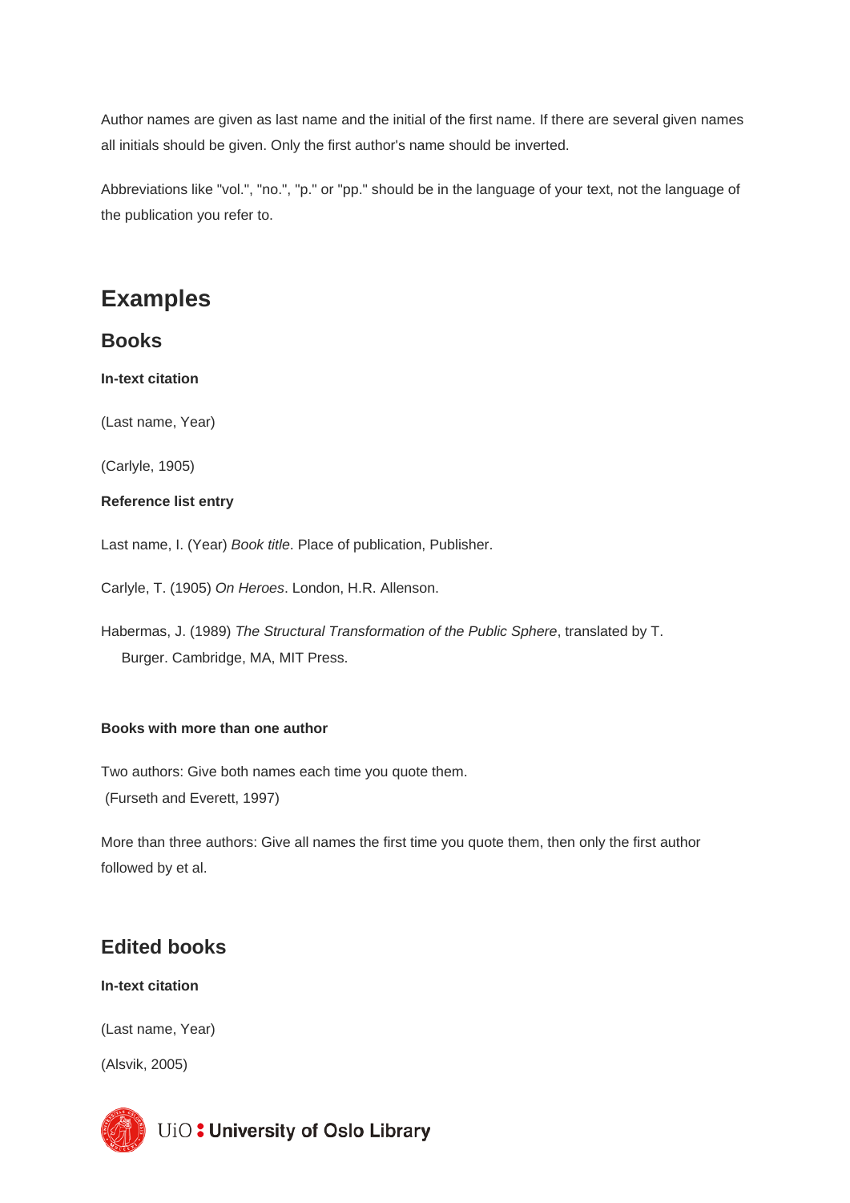Author names are given as last name and the initial of the first name. If there are several given names all initials should be given. Only the first author's name should be inverted.

Abbreviations like "vol.", "no.", "p." or "pp." should be in the language of your text, not the language of the publication you refer to.

## Examples

### Books

**In-text citation**

(Last name, Year)

(Carlyle, 1905)

**Reference list entry**

Last name, I. (Year) *Book title*. Place of publication, Publisher.

Carlyle, T. (1905) *On Heroes*. London, H.R. Allenson.

Habermas, J. (1989) *The Structural Transformation of the Public Sphere*, translated by T. Burger. Cambridge, MA, MIT Press.

**Books with more than one author**

Two authors: Give both names each time you quote them.
(Furseth and Everett, 1997)

More than three authors: Give all names the first time you quote them, then only the first author followed by et al.

### Edited books

**In-text citation**

(Last name, Year)

(Alsvik, 2005)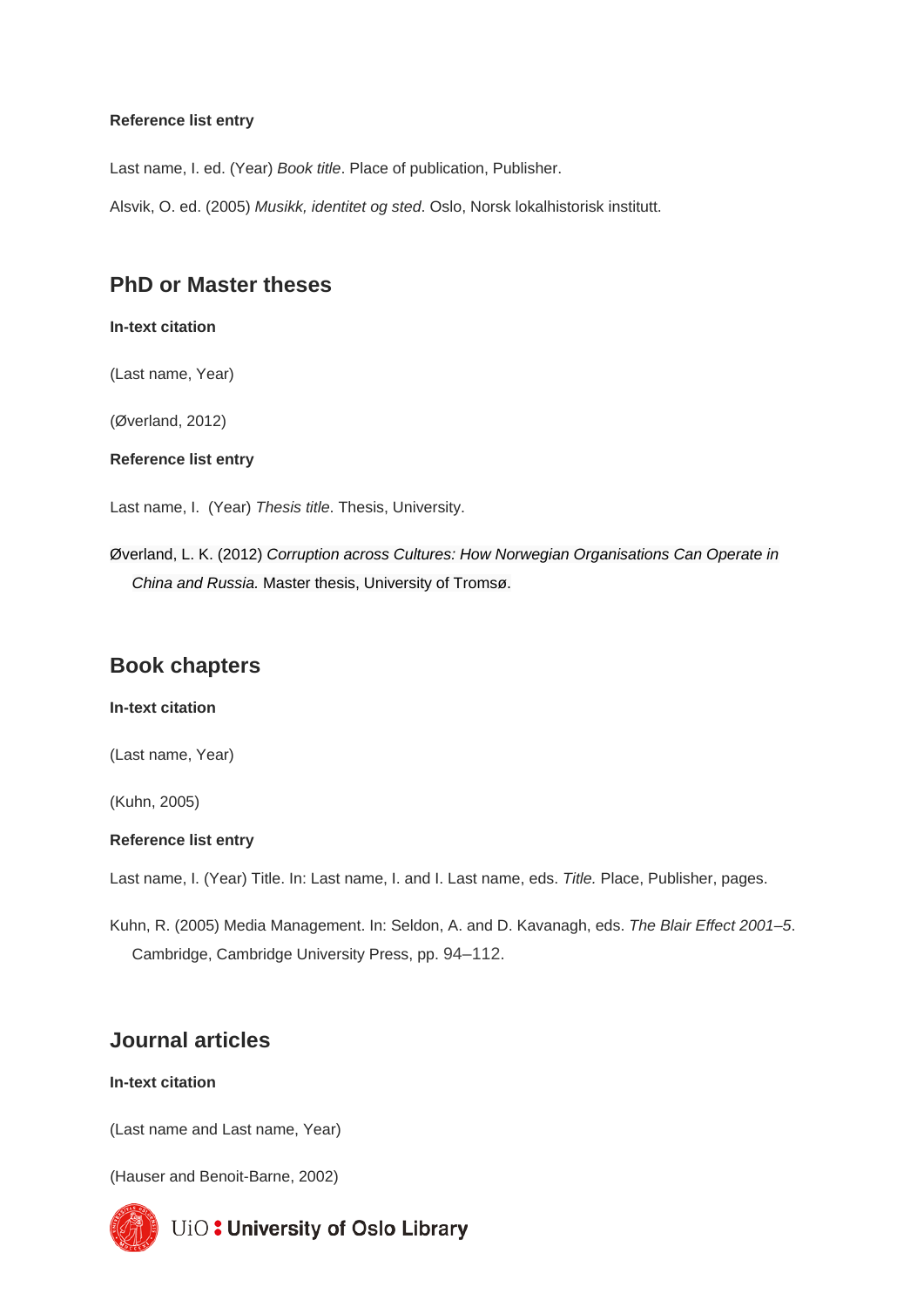**Reference list entry**

Last name, I. ed. (Year) *Book title*. Place of publication, Publisher.

Alsvik, O. ed. (2005) *Musikk, identitet og sted*. Oslo, Norsk lokalhistorisk institutt.

## PhD or Master theses

**In-text citation**

(Last name, Year)

(Øverland, 2012)

**Reference list entry**

Last name, I.  (Year) *Thesis title*. Thesis, University.

Øverland, L. K. (2012) *Corruption across Cultures: How Norwegian Organisations Can Operate in China and Russia.* Master thesis, University of Tromsø.

## Book chapters

**In-text citation**

(Last name, Year)

(Kuhn, 2005)

**Reference list entry**

Last name, I. (Year) Title. In: Last name, I. and I. Last name, eds. *Title.* Place, Publisher, pages.

Kuhn, R. (2005) Media Management. In: Seldon, A. and D. Kavanagh, eds. *The Blair Effect 2001–5*. Cambridge, Cambridge University Press, pp. 94–112.

## Journal articles

**In-text citation**

(Last name and Last name, Year)

(Hauser and Benoit-Barne, 2002)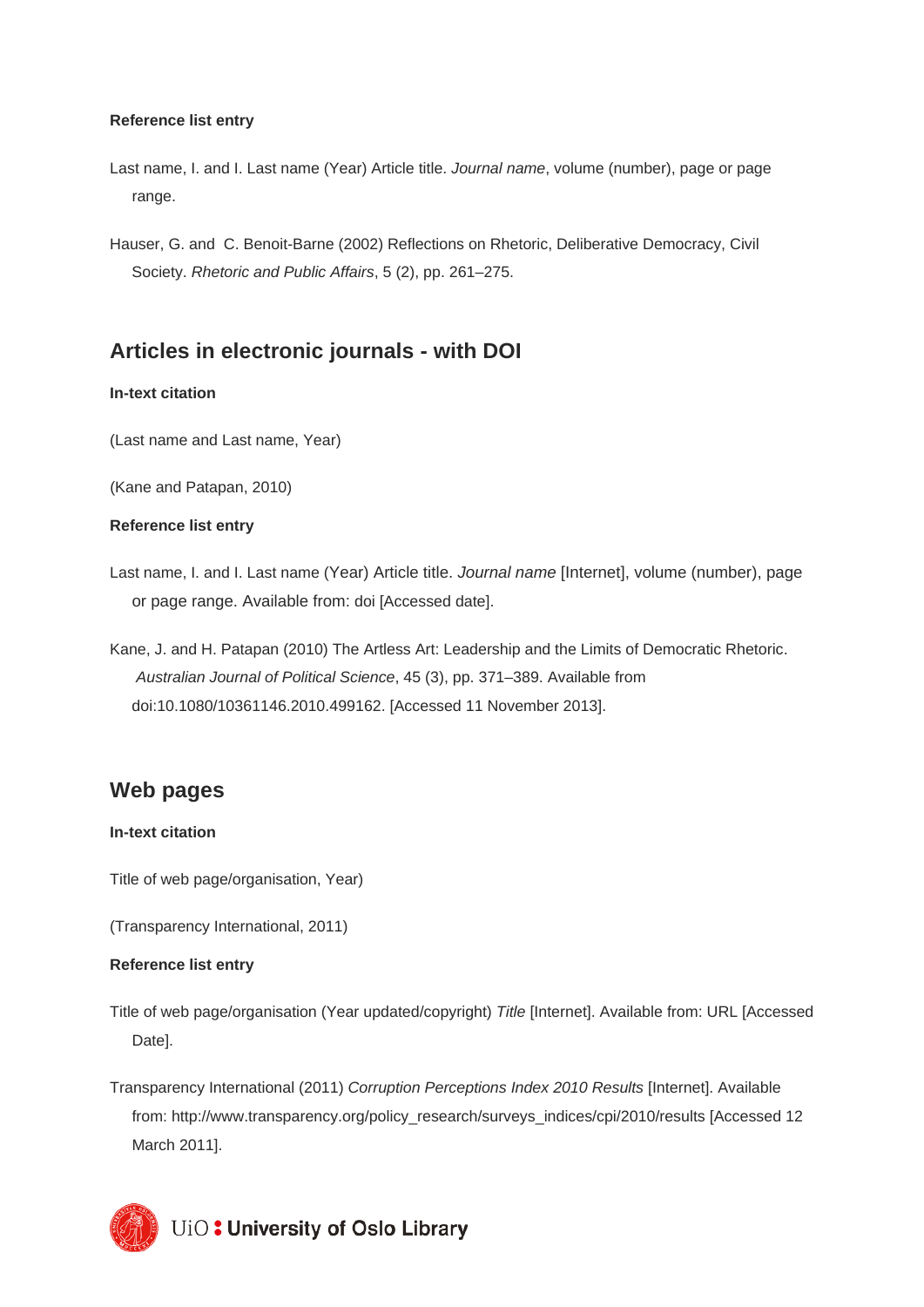**Reference list entry**

Last name, I. and I. Last name (Year) Article title. *Journal name*, volume (number), page or page range.

Hauser, G. and  C. Benoit-Barne (2002) Reflections on Rhetoric, Deliberative Democracy, Civil Society. *Rhetoric and Public Affairs*, 5 (2), pp. 261–275.

## Articles in electronic journals - with DOI

**In-text citation**

(Last name and Last name, Year)

(Kane and Patapan, 2010)

**Reference list entry**

Last name, I. and I. Last name (Year) Article title. *Journal name* [Internet], volume (number), page or page range. Available from: doi [Accessed date].

Kane, J. and H. Patapan (2010) The Artless Art: Leadership and the Limits of Democratic Rhetoric. *Australian Journal of Political Science*, 45 (3), pp. 371–389. Available from doi:10.1080/10361146.2010.499162. [Accessed 11 November 2013].

## Web pages

**In-text citation**

Title of web page/organisation, Year)

(Transparency International, 2011)

**Reference list entry**

Title of web page/organisation (Year updated/copyright) *Title* [Internet]. Available from: URL [Accessed Date].

Transparency International (2011) *Corruption Perceptions Index 2010 Results* [Internet]. Available from: http://www.transparency.org/policy_research/surveys_indices/cpi/2010/results [Accessed 12 March 2011].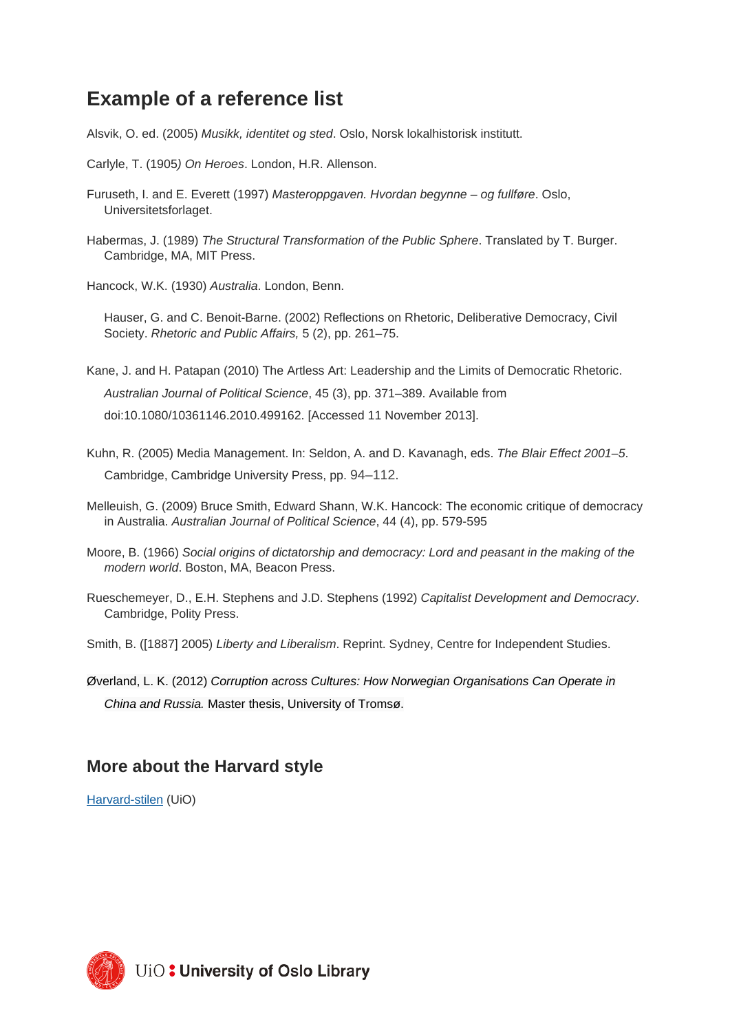## Example of a reference list

Alsvik, O. ed. (2005) *Musikk, identitet og sted*. Oslo, Norsk lokalhistorisk institutt.

Carlyle, T. (1905*) On Heroes*. London, H.R. Allenson.

Furuseth, I. and E. Everett (1997) *Masteroppgaven. Hvordan begynne – og fullføre*. Oslo, Universitetsforlaget.

Habermas, J. (1989) *The Structural Transformation of the Public Sphere*. Translated by T. Burger. Cambridge, MA, MIT Press.

Hancock, W.K. (1930) *Australia*. London, Benn.

Hauser, G. and C. Benoit-Barne. (2002) Reflections on Rhetoric, Deliberative Democracy, Civil Society. *Rhetoric and Public Affairs,* 5 (2), pp. 261–75.

Kane, J. and H. Patapan (2010) The Artless Art: Leadership and the Limits of Democratic Rhetoric. *Australian Journal of Political Science*, 45 (3), pp. 371–389. Available from doi:10.1080/10361146.2010.499162. [Accessed 11 November 2013].

Kuhn, R. (2005) Media Management. In: Seldon, A. and D. Kavanagh, eds. *The Blair Effect 2001–5.* Cambridge, Cambridge University Press, pp. 94–112.

Melleuish, G. (2009) Bruce Smith, Edward Shann, W.K. Hancock: The economic critique of democracy in Australia. *Australian Journal of Political Science*, 44 (4), pp. 579-595

Moore, B. (1966) *Social origins of dictatorship and democracy: Lord and peasant in the making of the modern world*. Boston, MA, Beacon Press.

Rueschemeyer, D., E.H. Stephens and J.D. Stephens (1992) *Capitalist Development and Democracy*. Cambridge, Polity Press.

Smith, B. ([1887] 2005) *Liberty and Liberalism*. Reprint. Sydney, Centre for Independent Studies.

Øverland, L. K. (2012) *Corruption across Cultures: How Norwegian Organisations Can Operate in China and Russia.* Master thesis, University of Tromsø*.*

## More about the Harvard style

Harvard-stilen (UiO)

UiO : University of Oslo Library